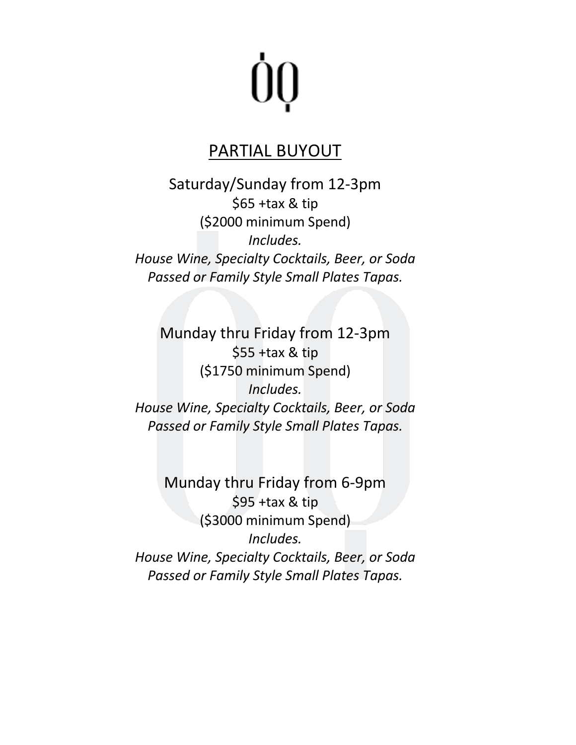# PARTIAL BUYOUT

Saturday/Sunday from 12-3pm

$65 +tax & tip

($2000 minimum Spend)

*Includes.*

*House Wine, Specialty Cocktails, Beer, or Soda*

*Passed or Family Style Small Plates Tapas.*

Munday thru Friday from 12-3pm

$55 +tax & tip

($1750 minimum Spend)

*Includes.*

*House Wine, Specialty Cocktails, Beer, or Soda*

*Passed or Family Style Small Plates Tapas.*

Munday thru Friday from 6-9pm

$95 +tax & tip

($3000 minimum Spend)

*Includes.*

*House Wine, Specialty Cocktails, Beer, or Soda*

*Passed or Family Style Small Plates Tapas.*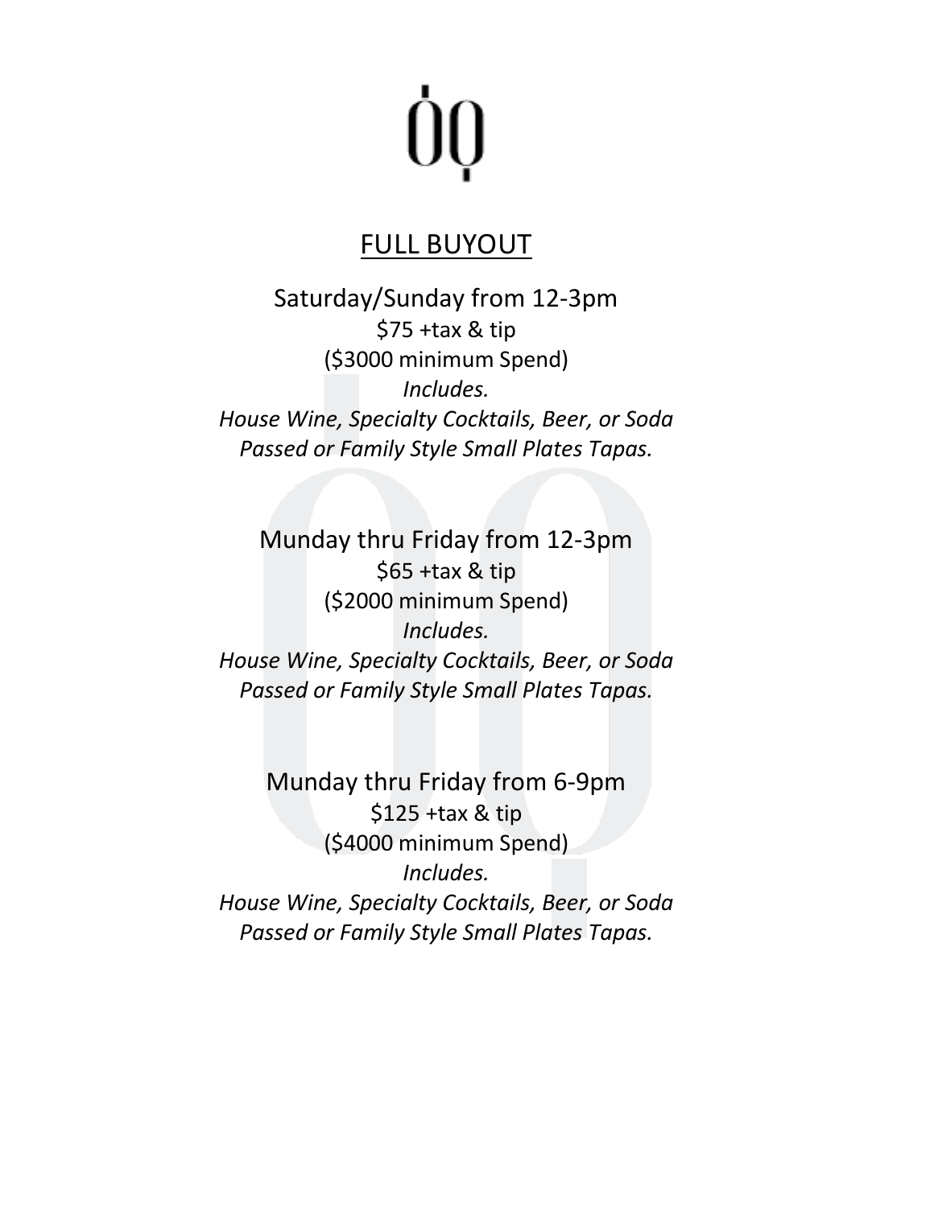# ỎQ

## FULL BUYOUT

Saturday/Sunday from 12-3pm

$75 +tax & tip

($3000 minimum Spend)

*Includes.*

*House Wine, Specialty Cocktails, Beer, or Soda*

*Passed or Family Style Small Plates Tapas.*

Munday thru Friday from 12-3pm

$65 +tax & tip

($2000 minimum Spend)

*Includes.*

*House Wine, Specialty Cocktails, Beer, or Soda*

*Passed or Family Style Small Plates Tapas.*

Munday thru Friday from 6-9pm

$125 +tax & tip

($4000 minimum Spend)

*Includes.*

*House Wine, Specialty Cocktails, Beer, or Soda*

*Passed or Family Style Small Plates Tapas.*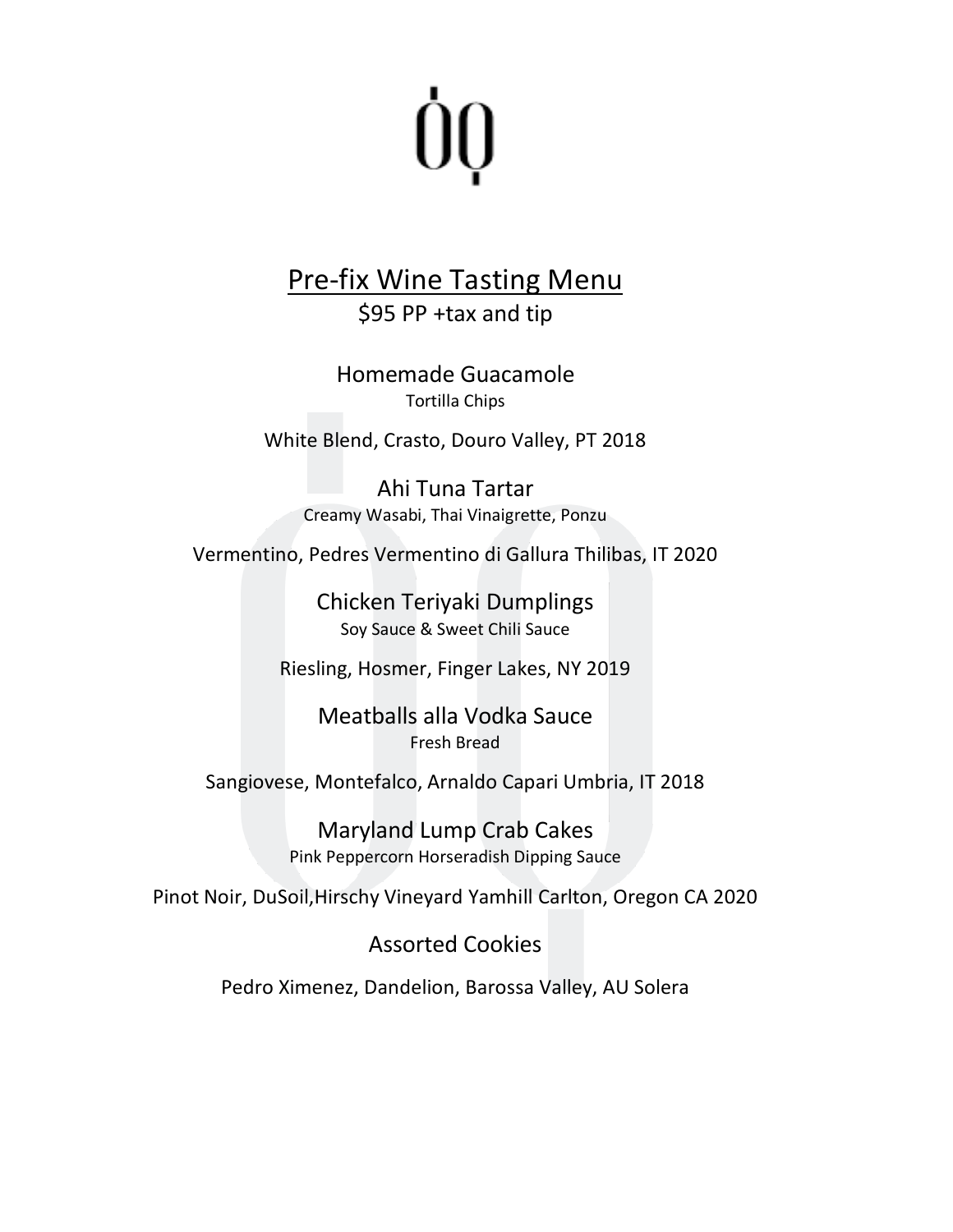# Pre-fix Wine Tasting Menu

$95 PP +tax and tip

### Homemade Guacamole

Tortilla Chips

White Blend, Crasto, Douro Valley, PT 2018

### Ahi Tuna Tartar

Creamy Wasabi, Thai Vinaigrette, Ponzu

Vermentino, Pedres Vermentino di Gallura Thilibas, IT 2020

### Chicken Teriyaki Dumplings

Soy Sauce & Sweet Chili Sauce

Riesling, Hosmer, Finger Lakes, NY 2019

### Meatballs alla Vodka Sauce

Fresh Bread

Sangiovese, Montefalco, Arnaldo Capari Umbria, IT 2018

### Maryland Lump Crab Cakes

Pink Peppercorn Horseradish Dipping Sauce

Pinot Noir, DuSoil,Hirschy Vineyard Yamhill Carlton, Oregon CA 2020

### Assorted Cookies

Pedro Ximenez, Dandelion, Barossa Valley, AU Solera